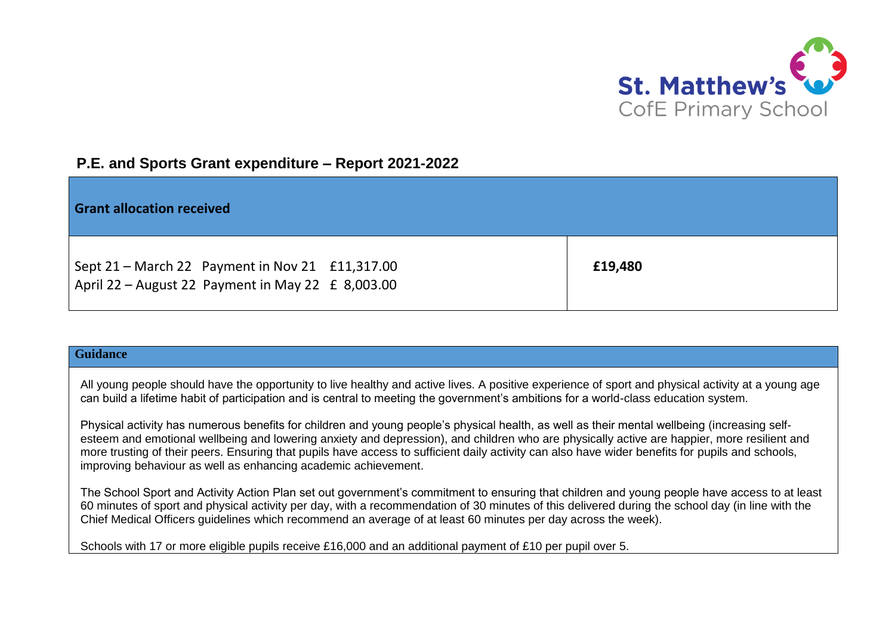St. Matthew's
CofE Primary School

## P.E. and Sports Grant expenditure – Report 2021-2022

| Grant allocation received | |
|---|---|
| Sept 21 – March 22 Payment in Nov 21 £11,317.00<br>April 22 – August 22 Payment in May 22 £ 8,003.00 | **£19,480** |

| Guidance |
|---|
| All young people should have the opportunity to live healthy and active lives. A positive experience of sport and physical activity at a young age can build a lifetime habit of participation and is central to meeting the government's ambitions for a world-class education system.<br><br>Physical activity has numerous benefits for children and young people's physical health, as well as their mental wellbeing (increasing self-esteem and emotional wellbeing and lowering anxiety and depression), and children who are physically active are happier, more resilient and more trusting of their peers. Ensuring that pupils have access to sufficient daily activity can also have wider benefits for pupils and schools, improving behaviour as well as enhancing academic achievement.<br><br>The School Sport and Activity Action Plan set out government's commitment to ensuring that children and young people have access to at least 60 minutes of sport and physical activity per day, with a recommendation of 30 minutes of this delivered during the school day (in line with the Chief Medical Officers guidelines which recommend an average of at least 60 minutes per day across the week).<br><br>Schools with 17 or more eligible pupils receive £16,000 and an additional payment of £10 per pupil over 5. |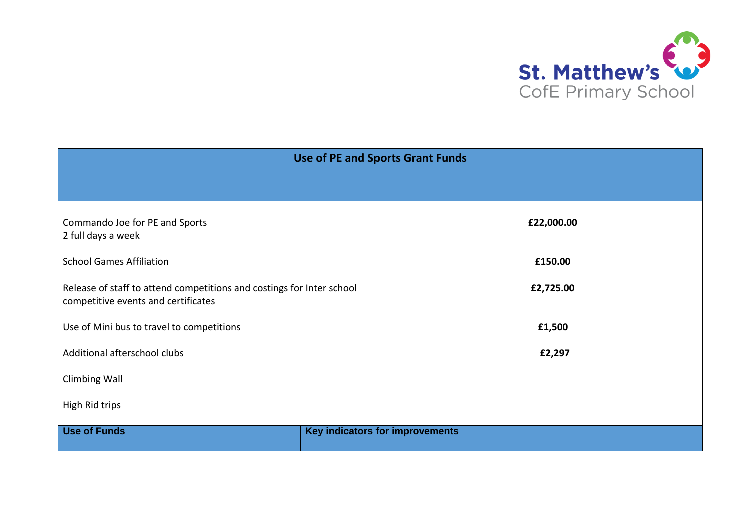St. Matthew's CofE Primary School

| Use of PE and Sports Grant Funds | |
|---|---|
| Commando Joe for PE and Sports<br>2 full days a week | **£22,000.00** |
| School Games Affiliation | **£150.00** |
| Release of staff to attend competitions and costings for Inter school competitive events and certificates | **£2,725.00** |
| Use of Mini bus to travel to competitions | **£1,500** |
| Additional afterschool clubs | **£2,297** |
| Climbing Wall | |
| High Rid trips | |

| **Use of Funds** | **Key indicators for improvements** |
|---|---|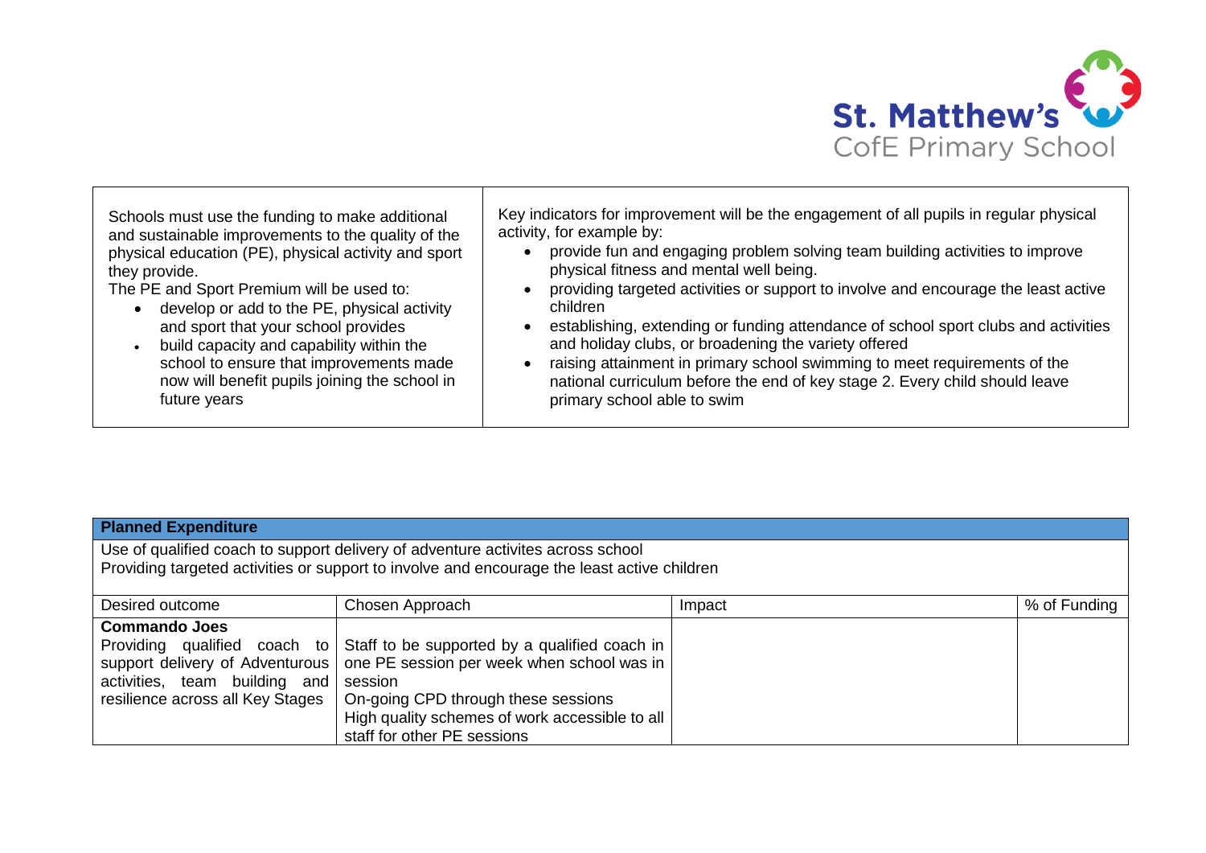St. Matthew's CofE Primary School

| Schools must use the funding to make additional and sustainable improvements to the quality of the physical education (PE), physical activity and sport they provide.<br>The PE and Sport Premium will be used to:<br>• develop or add to the PE, physical activity and sport that your school provides<br>• build capacity and capability within the school to ensure that improvements made now will benefit pupils joining the school in future years | Key indicators for improvement will be the engagement of all pupils in regular physical activity, for example by:<br>• provide fun and engaging problem solving team building activities to improve physical fitness and mental well being.<br>• providing targeted activities or support to involve and encourage the least active children<br>• establishing, extending or funding attendance of school sport clubs and activities and holiday clubs, or broadening the variety offered<br>• raising attainment in primary school swimming to meet requirements of the national curriculum before the end of key stage 2. Every child should leave primary school able to swim |
|---|---|

| **Planned Expenditure** | | | |
|---|---|---|---|
| Use of qualified coach to support delivery of adventure activites across school<br>Providing targeted activities or support to involve and encourage the least active children | | | |
| Desired outcome | Chosen Approach | Impact | % of Funding |
| **Commando Joes**<br>Providing qualified coach to support delivery of Adventurous activities, team building and resilience across all Key Stages | Staff to be supported by a qualified coach in one PE session per week when school was in session<br>On-going CPD through these sessions<br>High quality schemes of work accessible to all staff for other PE sessions | | |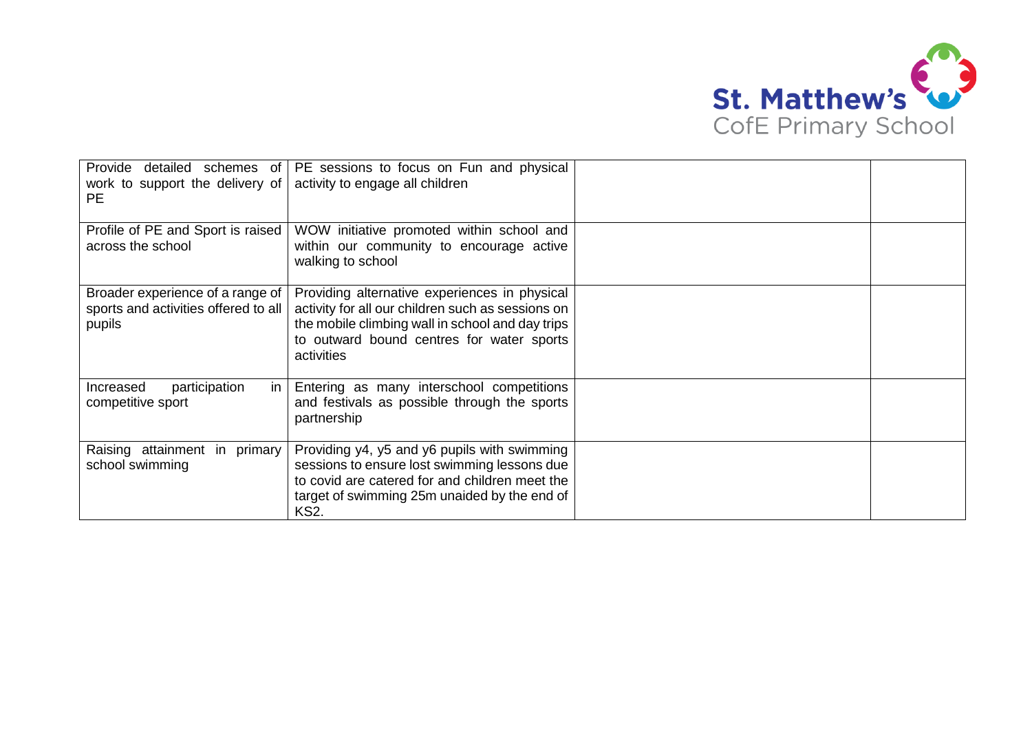| | | | |
|---|---|---|---|
| Provide detailed schemes of work to support the delivery of PE | PE sessions to focus on Fun and physical activity to engage all children | | |
| Profile of PE and Sport is raised across the school | WOW initiative promoted within school and within our community to encourage active walking to school | | |
| Broader experience of a range of sports and activities offered to all pupils | Providing alternative experiences in physical activity for all our children such as sessions on the mobile climbing wall in school and day trips to outward bound centres for water sports activities | | |
| Increased participation in competitive sport | Entering as many interschool competitions and festivals as possible through the sports partnership | | |
| Raising attainment in primary school swimming | Providing y4, y5 and y6 pupils with swimming sessions to ensure lost swimming lessons due to covid are catered for and children meet the target of swimming 25m unaided by the end of KS2. | | |